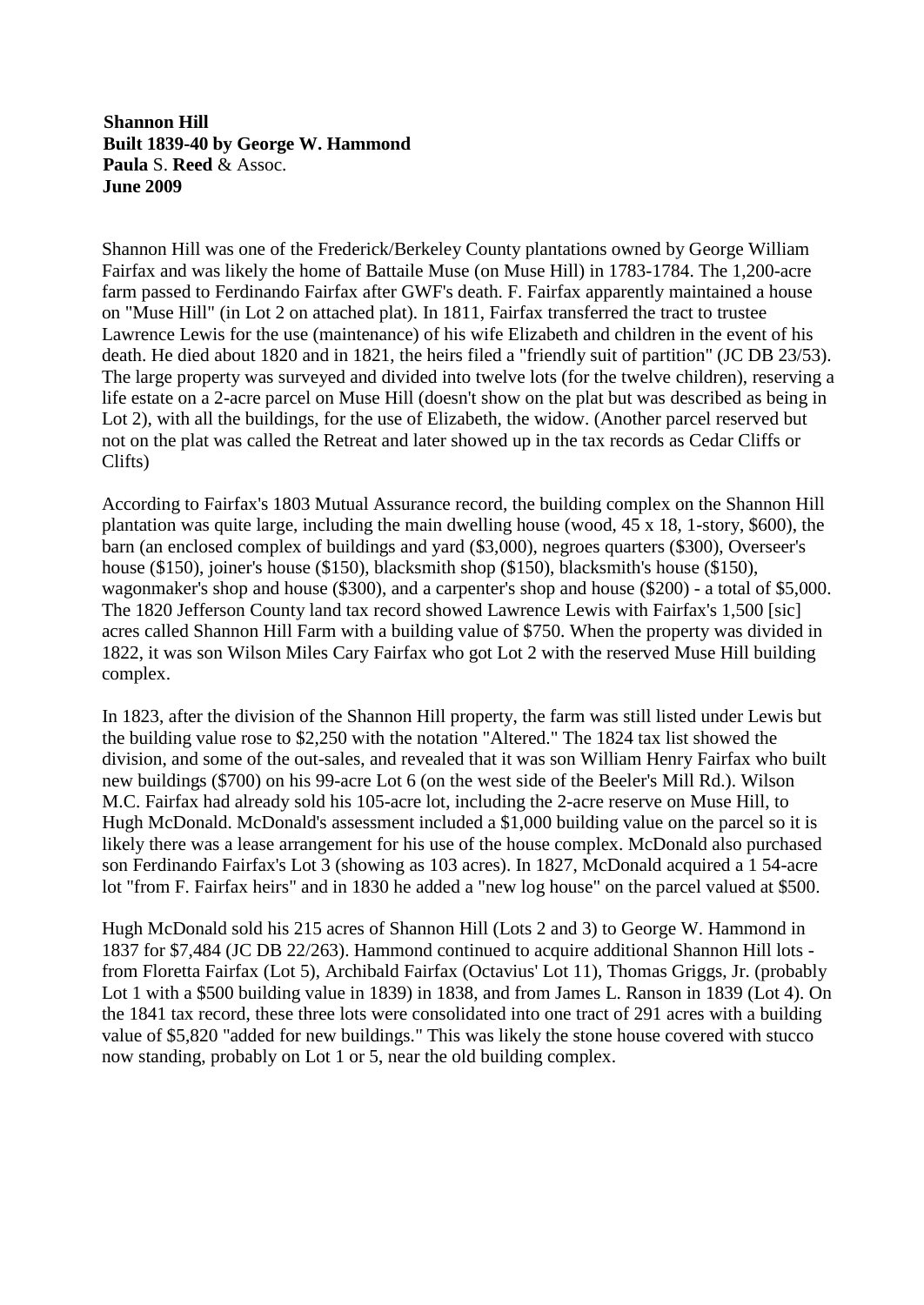**Shannon Hill**
**Built 1839-40 by George W. Hammond**
**Paula** S. **Reed** & Assoc.
**June 2009**

Shannon Hill was one of the Frederick/Berkeley County plantations owned by George William Fairfax and was likely the home of Battaile Muse (on Muse Hill) in 1783-1784. The 1,200-acre farm passed to Ferdinando Fairfax after GWF's death. F. Fairfax apparently maintained a house on "Muse Hill" (in Lot 2 on attached plat). In 1811, Fairfax transferred the tract to trustee Lawrence Lewis for the use (maintenance) of his wife Elizabeth and children in the event of his death. He died about 1820 and in 1821, the heirs filed a "friendly suit of partition" (JC DB 23/53). The large property was surveyed and divided into twelve lots (for the twelve children), reserving a life estate on a 2-acre parcel on Muse Hill (doesn't show on the plat but was described as being in Lot 2), with all the buildings, for the use of Elizabeth, the widow. (Another parcel reserved but not on the plat was called the Retreat and later showed up in the tax records as Cedar Cliffs or Clifts)

According to Fairfax's 1803 Mutual Assurance record, the building complex on the Shannon Hill plantation was quite large, including the main dwelling house (wood, 45 x 18, 1-story, $600), the barn (an enclosed complex of buildings and yard ($3,000), negroes quarters ($300), Overseer's house ($150), joiner's house ($150), blacksmith shop ($150), blacksmith's house ($150), wagonmaker's shop and house ($300), and a carpenter's shop and house ($200) - a total of $5,000. The 1820 Jefferson County land tax record showed Lawrence Lewis with Fairfax's 1,500 [sic] acres called Shannon Hill Farm with a building value of $750. When the property was divided in 1822, it was son Wilson Miles Cary Fairfax who got Lot 2 with the reserved Muse Hill building complex.

In 1823, after the division of the Shannon Hill property, the farm was still listed under Lewis but the building value rose to $2,250 with the notation "Altered." The 1824 tax list showed the division, and some of the out-sales, and revealed that it was son William Henry Fairfax who built new buildings ($700) on his 99-acre Lot 6 (on the west side of the Beeler's Mill Rd.). Wilson M.C. Fairfax had already sold his 105-acre lot, including the 2-acre reserve on Muse Hill, to Hugh McDonald. McDonald's assessment included a $1,000 building value on the parcel so it is likely there was a lease arrangement for his use of the house complex. McDonald also purchased son Ferdinando Fairfax's Lot 3 (showing as 103 acres). In 1827, McDonald acquired a 1 54-acre lot "from F. Fairfax heirs" and in 1830 he added a "new log house" on the parcel valued at $500.

Hugh McDonald sold his 215 acres of Shannon Hill (Lots 2 and 3) to George W. Hammond in 1837 for $7,484 (JC DB 22/263). Hammond continued to acquire additional Shannon Hill lots - from Floretta Fairfax (Lot 5), Archibald Fairfax (Octavius' Lot 11), Thomas Griggs, Jr. (probably Lot 1 with a $500 building value in 1839) in 1838, and from James L. Ranson in 1839 (Lot 4). On the 1841 tax record, these three lots were consolidated into one tract of 291 acres with a building value of $5,820 "added for new buildings." This was likely the stone house covered with stucco now standing, probably on Lot 1 or 5, near the old building complex.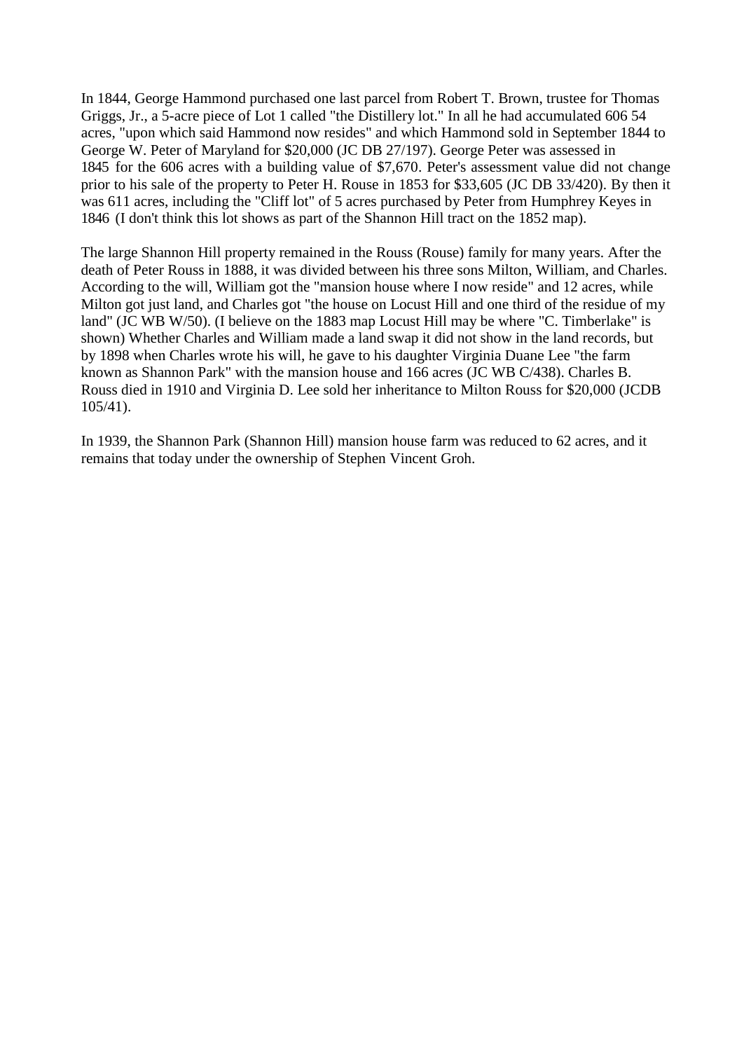In 1844, George Hammond purchased one last parcel from Robert T. Brown, trustee for Thomas Griggs, Jr., a 5-acre piece of Lot 1 called "the Distillery lot." In all he had accumulated 606 54 acres, "upon which said Hammond now resides" and which Hammond sold in September 1844 to George W. Peter of Maryland for $20,000 (JC DB 27/197). George Peter was assessed in 1845 for the 606 acres with a building value of $7,670. Peter's assessment value did not change prior to his sale of the property to Peter H. Rouse in 1853 for $33,605 (JC DB 33/420). By then it was 611 acres, including the "Cliff lot" of 5 acres purchased by Peter from Humphrey Keyes in 1846 (I don't think this lot shows as part of the Shannon Hill tract on the 1852 map).

The large Shannon Hill property remained in the Rouss (Rouse) family for many years. After the death of Peter Rouss in 1888, it was divided between his three sons Milton, William, and Charles. According to the will, William got the "mansion house where I now reside" and 12 acres, while Milton got just land, and Charles got "the house on Locust Hill and one third of the residue of my land" (JC WB W/50). (I believe on the 1883 map Locust Hill may be where "C. Timberlake" is shown) Whether Charles and William made a land swap it did not show in the land records, but by 1898 when Charles wrote his will, he gave to his daughter Virginia Duane Lee "the farm known as Shannon Park" with the mansion house and 166 acres (JC WB C/438). Charles B. Rouss died in 1910 and Virginia D. Lee sold her inheritance to Milton Rouss for $20,000 (JCDB 105/41).

In 1939, the Shannon Park (Shannon Hill) mansion house farm was reduced to 62 acres, and it remains that today under the ownership of Stephen Vincent Groh.